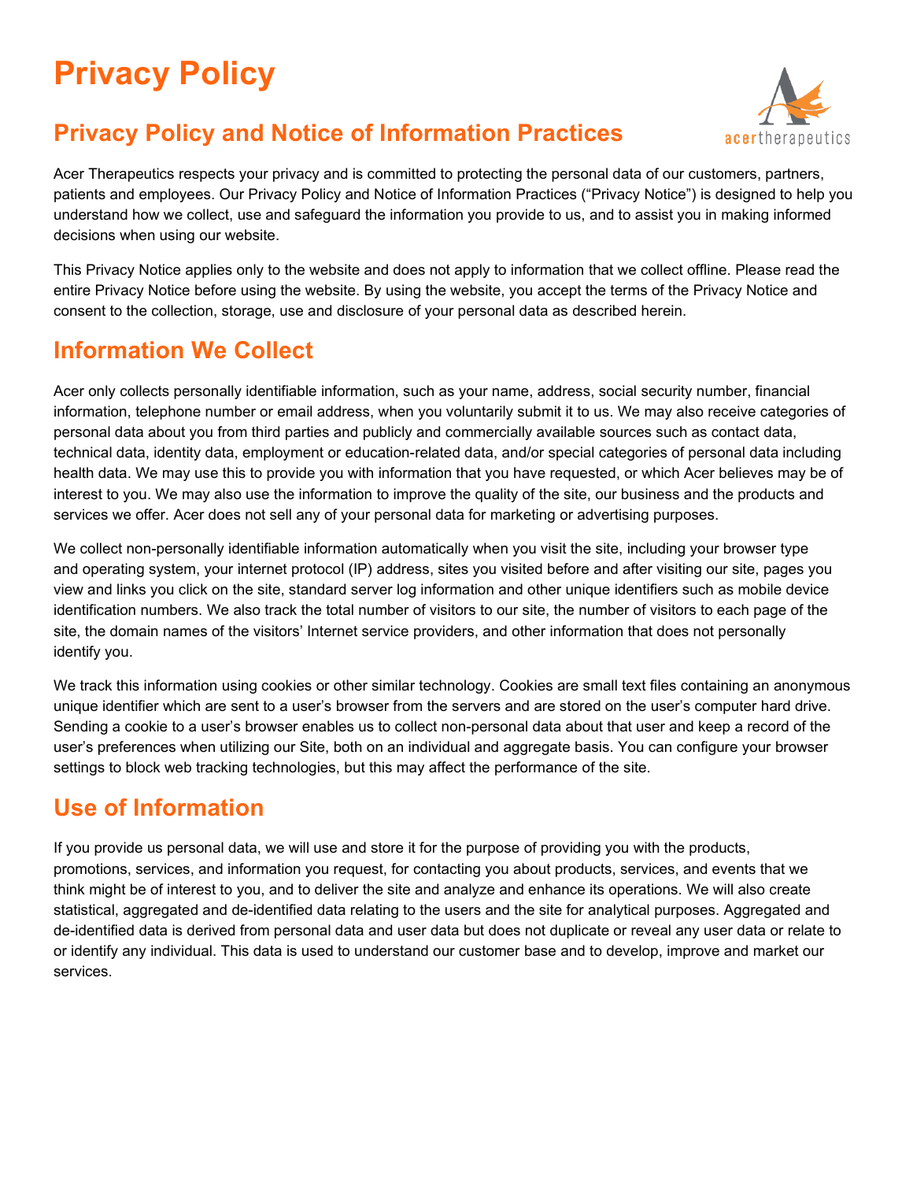# Privacy Policy

## Privacy Policy and Notice of Information Practices

Acer Therapeutics respects your privacy and is committed to protecting the personal data of our customers, partners, patients and employees. Our Privacy Policy and Notice of Information Practices ("Privacy Notice") is designed to help you understand how we collect, use and safeguard the information you provide to us, and to assist you in making informed decisions when using our website.

This Privacy Notice applies only to the website and does not apply to information that we collect offline. Please read the entire Privacy Notice before using the website. By using the website, you accept the terms of the Privacy Notice and consent to the collection, storage, use and disclosure of your personal data as described herein.

## Information We Collect

Acer only collects personally identifiable information, such as your name, address, social security number, financial information, telephone number or email address, when you voluntarily submit it to us. We may also receive categories of personal data about you from third parties and publicly and commercially available sources such as contact data, technical data, identity data, employment or education-related data, and/or special categories of personal data including health data. We may use this to provide you with information that you have requested, or which Acer believes may be of interest to you. We may also use the information to improve the quality of the site, our business and the products and services we offer. Acer does not sell any of your personal data for marketing or advertising purposes.

We collect non-personally identifiable information automatically when you visit the site, including your browser type and operating system, your internet protocol (IP) address, sites you visited before and after visiting our site, pages you view and links you click on the site, standard server log information and other unique identifiers such as mobile device identification numbers. We also track the total number of visitors to our site, the number of visitors to each page of the site, the domain names of the visitors' Internet service providers, and other information that does not personally identify you.

We track this information using cookies or other similar technology. Cookies are small text files containing an anonymous unique identifier which are sent to a user's browser from the servers and are stored on the user's computer hard drive. Sending a cookie to a user's browser enables us to collect non-personal data about that user and keep a record of the user's preferences when utilizing our Site, both on an individual and aggregate basis. You can configure your browser settings to block web tracking technologies, but this may affect the performance of the site.

## Use of Information

If you provide us personal data, we will use and store it for the purpose of providing you with the products, promotions, services, and information you request, for contacting you about products, services, and events that we think might be of interest to you, and to deliver the site and analyze and enhance its operations. We will also create statistical, aggregated and de-identified data relating to the users and the site for analytical purposes. Aggregated and de-identified data is derived from personal data and user data but does not duplicate or reveal any user data or relate to or identify any individual. This data is used to understand our customer base and to develop, improve and market our services.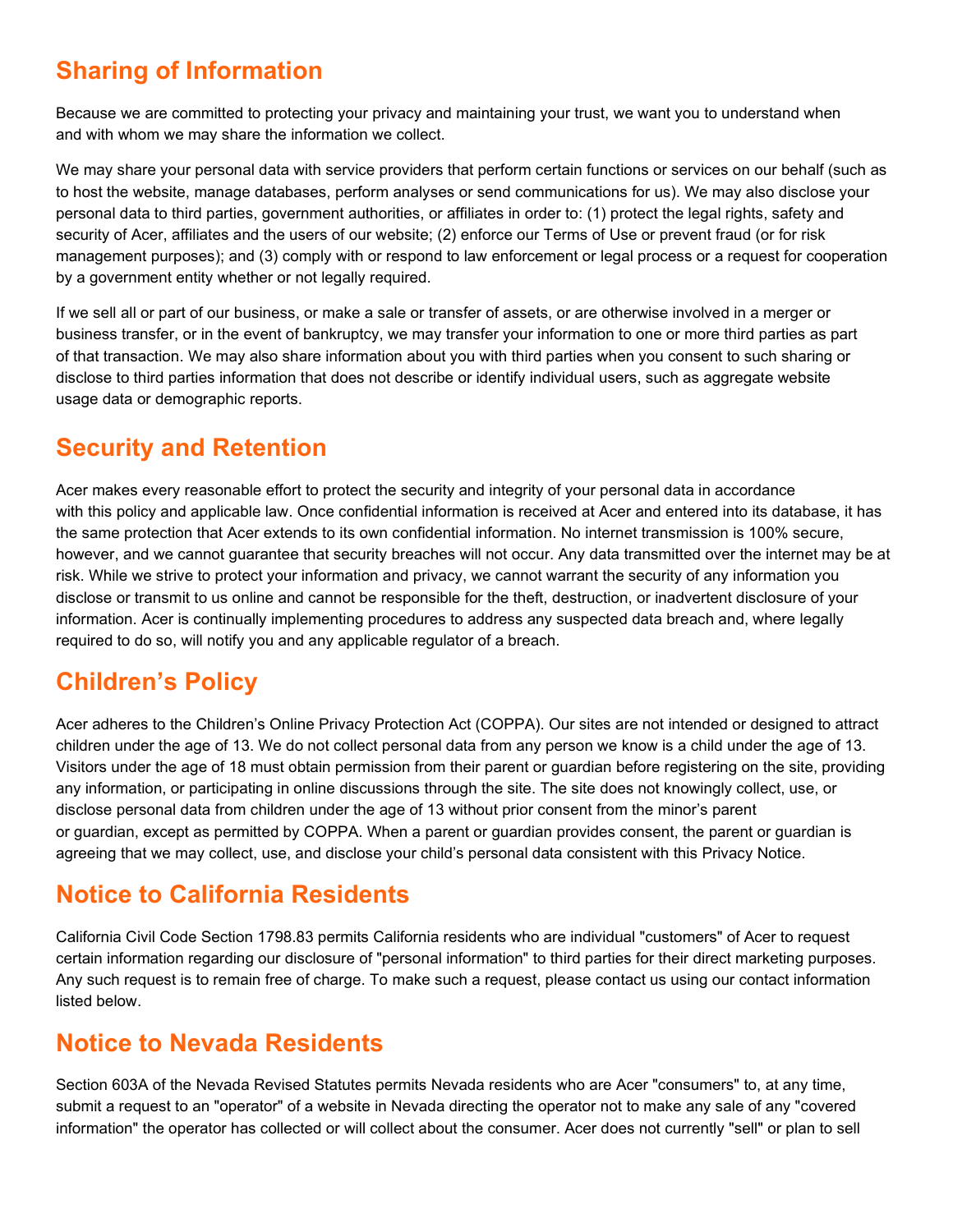## Sharing of Information

Because we are committed to protecting your privacy and maintaining your trust, we want you to understand when and with whom we may share the information we collect.

We may share your personal data with service providers that perform certain functions or services on our behalf (such as to host the website, manage databases, perform analyses or send communications for us). We may also disclose your personal data to third parties, government authorities, or affiliates in order to: (1) protect the legal rights, safety and security of Acer, affiliates and the users of our website; (2) enforce our Terms of Use or prevent fraud (or for risk management purposes); and (3) comply with or respond to law enforcement or legal process or a request for cooperation by a government entity whether or not legally required.

If we sell all or part of our business, or make a sale or transfer of assets, or are otherwise involved in a merger or business transfer, or in the event of bankruptcy, we may transfer your information to one or more third parties as part of that transaction. We may also share information about you with third parties when you consent to such sharing or disclose to third parties information that does not describe or identify individual users, such as aggregate website usage data or demographic reports.

## Security and Retention

Acer makes every reasonable effort to protect the security and integrity of your personal data in accordance with this policy and applicable law. Once confidential information is received at Acer and entered into its database, it has the same protection that Acer extends to its own confidential information. No internet transmission is 100% secure, however, and we cannot guarantee that security breaches will not occur. Any data transmitted over the internet may be at risk. While we strive to protect your information and privacy, we cannot warrant the security of any information you disclose or transmit to us online and cannot be responsible for the theft, destruction, or inadvertent disclosure of your information. Acer is continually implementing procedures to address any suspected data breach and, where legally required to do so, will notify you and any applicable regulator of a breach.

## Children's Policy

Acer adheres to the Children's Online Privacy Protection Act (COPPA). Our sites are not intended or designed to attract children under the age of 13. We do not collect personal data from any person we know is a child under the age of 13. Visitors under the age of 18 must obtain permission from their parent or guardian before registering on the site, providing any information, or participating in online discussions through the site. The site does not knowingly collect, use, or disclose personal data from children under the age of 13 without prior consent from the minor's parent or guardian, except as permitted by COPPA. When a parent or guardian provides consent, the parent or guardian is agreeing that we may collect, use, and disclose your child's personal data consistent with this Privacy Notice.

## Notice to California Residents

California Civil Code Section 1798.83 permits California residents who are individual "customers" of Acer to request certain information regarding our disclosure of "personal information" to third parties for their direct marketing purposes. Any such request is to remain free of charge. To make such a request, please contact us using our contact information listed below.

## Notice to Nevada Residents

Section 603A of the Nevada Revised Statutes permits Nevada residents who are Acer "consumers" to, at any time, submit a request to an "operator" of a website in Nevada directing the operator not to make any sale of any "covered information" the operator has collected or will collect about the consumer. Acer does not currently "sell" or plan to sell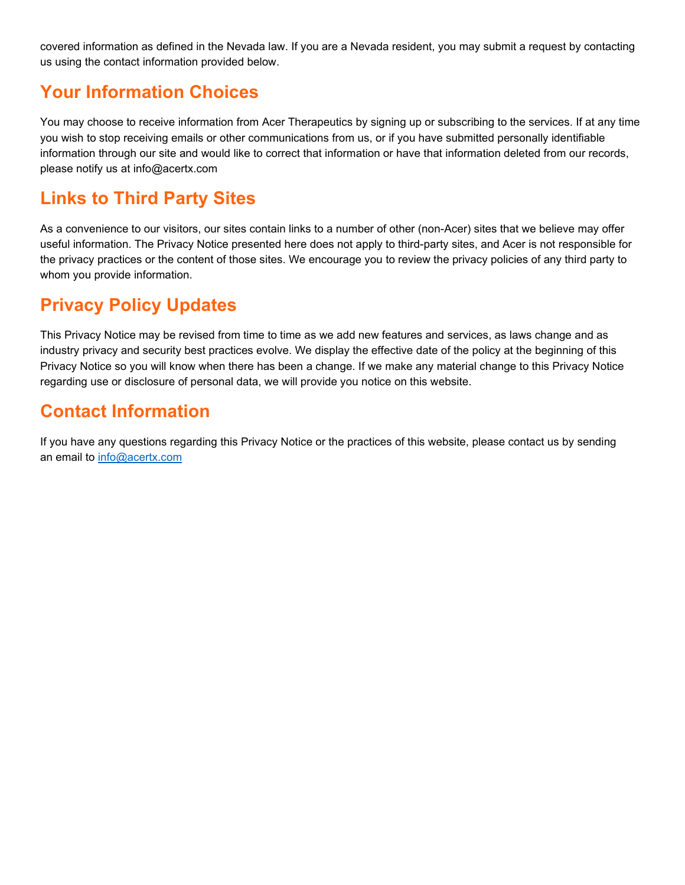covered information as defined in the Nevada law. If you are a Nevada resident, you may submit a request by contacting us using the contact information provided below.

## Your Information Choices

You may choose to receive information from Acer Therapeutics by signing up or subscribing to the services. If at any time you wish to stop receiving emails or other communications from us, or if you have submitted personally identifiable information through our site and would like to correct that information or have that information deleted from our records, please notify us at info@acertx.com

## Links to Third Party Sites

As a convenience to our visitors, our sites contain links to a number of other (non-Acer) sites that we believe may offer useful information. The Privacy Notice presented here does not apply to third-party sites, and Acer is not responsible for the privacy practices or the content of those sites. We encourage you to review the privacy policies of any third party to whom you provide information.

## Privacy Policy Updates

This Privacy Notice may be revised from time to time as we add new features and services, as laws change and as industry privacy and security best practices evolve. We display the effective date of the policy at the beginning of this Privacy Notice so you will know when there has been a change. If we make any material change to this Privacy Notice regarding use or disclosure of personal data, we will provide you notice on this website.

## Contact Information

If you have any questions regarding this Privacy Notice or the practices of this website, please contact us by sending an email to info@acertx.com